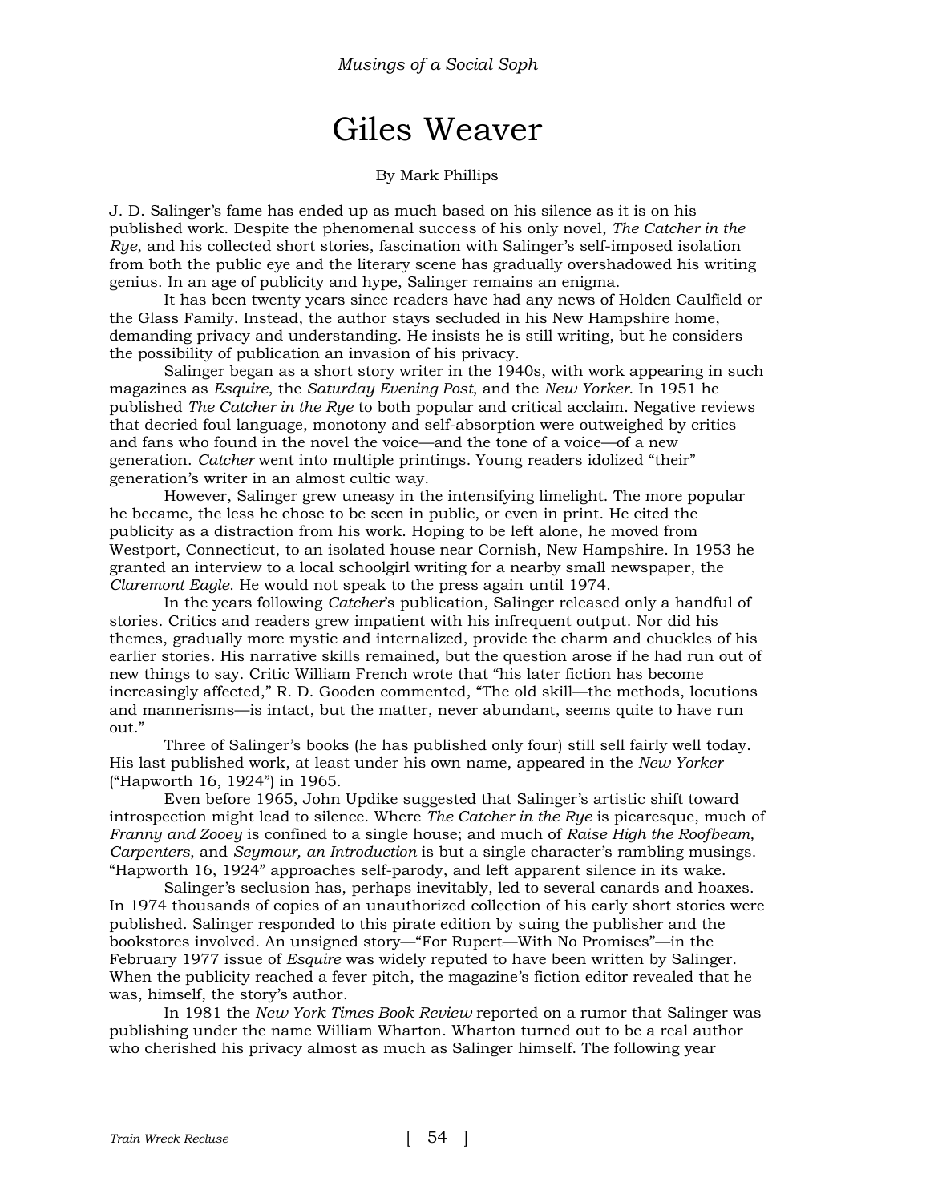# Giles Weaver

By Mark Phillips

J. D. Salinger's fame has ended up as much based on his silence as it is on his published work. Despite the phenomenal success of his only novel, *The Catcher in the Rye*, and his collected short stories, fascination with Salinger's self-imposed isolation from both the public eye and the literary scene has gradually overshadowed his writing genius. In an age of publicity and hype, Salinger remains an enigma.

It has been twenty years since readers have had any news of Holden Caulfield or the Glass Family. Instead, the author stays secluded in his New Hampshire home, demanding privacy and understanding. He insists he is still writing, but he considers the possibility of publication an invasion of his privacy.

Salinger began as a short story writer in the 1940s, with work appearing in such magazines as *Esquire*, the *Saturday Evening Post*, and the *New Yorker*. In 1951 he published *The Catcher in the Rye* to both popular and critical acclaim. Negative reviews that decried foul language, monotony and self-absorption were outweighed by critics and fans who found in the novel the voice—and the tone of a voice—of a new generation. *Catcher* went into multiple printings. Young readers idolized "their" generation's writer in an almost cultic way.

However, Salinger grew uneasy in the intensifying limelight. The more popular he became, the less he chose to be seen in public, or even in print. He cited the publicity as a distraction from his work. Hoping to be left alone, he moved from Westport, Connecticut, to an isolated house near Cornish, New Hampshire. In 1953 he granted an interview to a local schoolgirl writing for a nearby small newspaper, the *Claremont Eagle*. He would not speak to the press again until 1974.

In the years following *Catcher*'s publication, Salinger released only a handful of stories. Critics and readers grew impatient with his infrequent output. Nor did his themes, gradually more mystic and internalized, provide the charm and chuckles of his earlier stories. His narrative skills remained, but the question arose if he had run out of new things to say. Critic William French wrote that "his later fiction has become increasingly affected," R. D. Gooden commented, "The old skill—the methods, locutions and mannerisms—is intact, but the matter, never abundant, seems quite to have run out."

Three of Salinger's books (he has published only four) still sell fairly well today. His last published work, at least under his own name, appeared in the *New Yorker* ("Hapworth 16, 1924") in 1965.

Even before 1965, John Updike suggested that Salinger's artistic shift toward introspection might lead to silence. Where *The Catcher in the Rye* is picaresque, much of *Franny and Zooey* is confined to a single house; and much of *Raise High the Roofbeam, Carpenters*, and *Seymour, an Introduction* is but a single character's rambling musings. "Hapworth 16, 1924" approaches self-parody, and left apparent silence in its wake.

Salinger's seclusion has, perhaps inevitably, led to several canards and hoaxes. In 1974 thousands of copies of an unauthorized collection of his early short stories were published. Salinger responded to this pirate edition by suing the publisher and the bookstores involved. An unsigned story—"For Rupert—With No Promises"—in the February 1977 issue of *Esquire* was widely reputed to have been written by Salinger. When the publicity reached a fever pitch, the magazine's fiction editor revealed that he was, himself, the story's author.

In 1981 the *New York Times Book Review* reported on a rumor that Salinger was publishing under the name William Wharton. Wharton turned out to be a real author who cherished his privacy almost as much as Salinger himself. The following year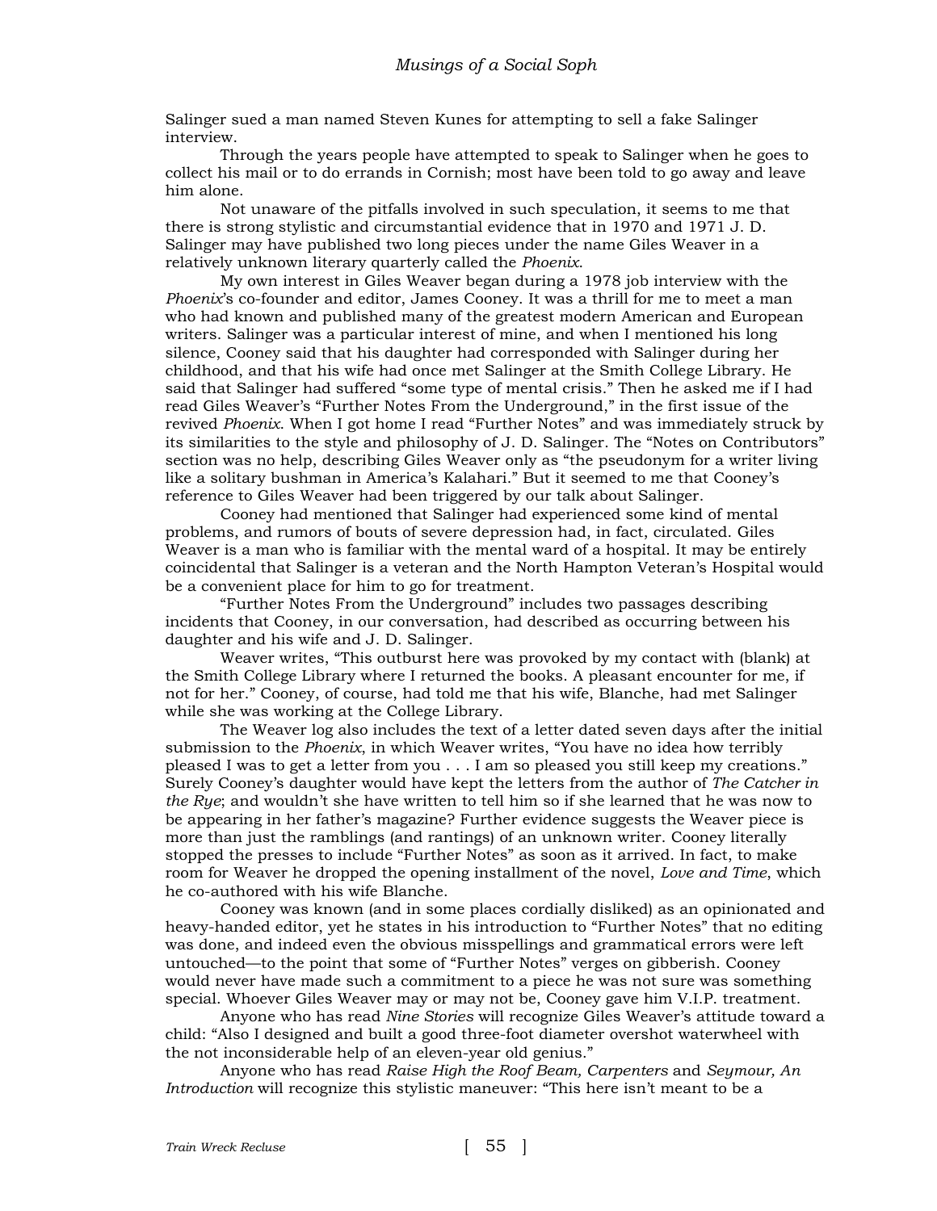Salinger sued a man named Steven Kunes for attempting to sell a fake Salinger interview.

Through the years people have attempted to speak to Salinger when he goes to collect his mail or to do errands in Cornish; most have been told to go away and leave him alone.

Not unaware of the pitfalls involved in such speculation, it seems to me that there is strong stylistic and circumstantial evidence that in 1970 and 1971 J. D. Salinger may have published two long pieces under the name Giles Weaver in a relatively unknown literary quarterly called the *Phoenix*.

My own interest in Giles Weaver began during a 1978 job interview with the *Phoenix*'s co-founder and editor, James Cooney. It was a thrill for me to meet a man who had known and published many of the greatest modern American and European writers. Salinger was a particular interest of mine, and when I mentioned his long silence, Cooney said that his daughter had corresponded with Salinger during her childhood, and that his wife had once met Salinger at the Smith College Library. He said that Salinger had suffered "some type of mental crisis." Then he asked me if I had read Giles Weaver's "Further Notes From the Underground," in the first issue of the revived *Phoenix*. When I got home I read "Further Notes" and was immediately struck by its similarities to the style and philosophy of J. D. Salinger. The "Notes on Contributors" section was no help, describing Giles Weaver only as "the pseudonym for a writer living like a solitary bushman in America's Kalahari." But it seemed to me that Cooney's reference to Giles Weaver had been triggered by our talk about Salinger.

Cooney had mentioned that Salinger had experienced some kind of mental problems, and rumors of bouts of severe depression had, in fact, circulated. Giles Weaver is a man who is familiar with the mental ward of a hospital. It may be entirely coincidental that Salinger is a veteran and the North Hampton Veteran's Hospital would be a convenient place for him to go for treatment.

"Further Notes From the Underground" includes two passages describing incidents that Cooney, in our conversation, had described as occurring between his daughter and his wife and J. D. Salinger.

Weaver writes, "This outburst here was provoked by my contact with (blank) at the Smith College Library where I returned the books. A pleasant encounter for me, if not for her." Cooney, of course, had told me that his wife, Blanche, had met Salinger while she was working at the College Library.

The Weaver log also includes the text of a letter dated seven days after the initial submission to the *Phoenix*, in which Weaver writes, "You have no idea how terribly pleased I was to get a letter from you . . . I am so pleased you still keep my creations." Surely Cooney's daughter would have kept the letters from the author of *The Catcher in the Rye*; and wouldn't she have written to tell him so if she learned that he was now to be appearing in her father's magazine? Further evidence suggests the Weaver piece is more than just the ramblings (and rantings) of an unknown writer. Cooney literally stopped the presses to include "Further Notes" as soon as it arrived. In fact, to make room for Weaver he dropped the opening installment of the novel, *Love and Time*, which he co-authored with his wife Blanche.

Cooney was known (and in some places cordially disliked) as an opinionated and heavy-handed editor, yet he states in his introduction to "Further Notes" that no editing was done, and indeed even the obvious misspellings and grammatical errors were left untouched—to the point that some of "Further Notes" verges on gibberish. Cooney would never have made such a commitment to a piece he was not sure was something special. Whoever Giles Weaver may or may not be, Cooney gave him V.I.P. treatment.

Anyone who has read *Nine Stories* will recognize Giles Weaver's attitude toward a child: "Also I designed and built a good three-foot diameter overshot waterwheel with the not inconsiderable help of an eleven-year old genius."

Anyone who has read *Raise High the Roof Beam, Carpenters* and *Seymour, An Introduction* will recognize this stylistic maneuver: "This here isn't meant to be a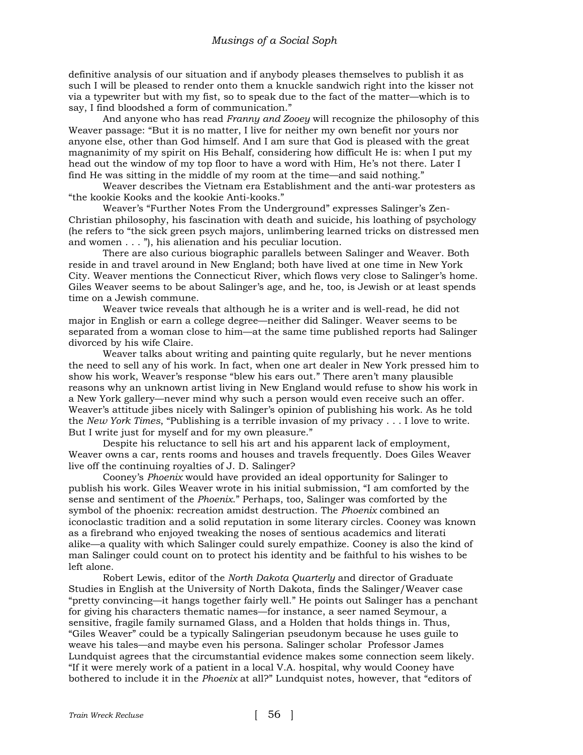definitive analysis of our situation and if anybody pleases themselves to publish it as such I will be pleased to render onto them a knuckle sandwich right into the kisser not via a typewriter but with my fist, so to speak due to the fact of the matter—which is to say, I find bloodshed a form of communication."

And anyone who has read *Franny and Zooey* will recognize the philosophy of this Weaver passage: "But it is no matter, I live for neither my own benefit nor yours nor anyone else, other than God himself. And I am sure that God is pleased with the great magnanimity of my spirit on His Behalf, considering how difficult He is: when I put my head out the window of my top floor to have a word with Him, He's not there. Later I find He was sitting in the middle of my room at the time—and said nothing."

Weaver describes the Vietnam era Establishment and the anti-war protesters as "the kookie Kooks and the kookie Anti-kooks."

Weaver's "Further Notes From the Underground" expresses Salinger's Zen-Christian philosophy, his fascination with death and suicide, his loathing of psychology (he refers to "the sick green psych majors, unlimbering learned tricks on distressed men and women . . . "), his alienation and his peculiar locution.

There are also curious biographic parallels between Salinger and Weaver. Both reside in and travel around in New England; both have lived at one time in New York City. Weaver mentions the Connecticut River, which flows very close to Salinger's home. Giles Weaver seems to be about Salinger's age, and he, too, is Jewish or at least spends time on a Jewish commune.

Weaver twice reveals that although he is a writer and is well-read, he did not major in English or earn a college degree—neither did Salinger. Weaver seems to be separated from a woman close to him—at the same time published reports had Salinger divorced by his wife Claire.

Weaver talks about writing and painting quite regularly, but he never mentions the need to sell any of his work. In fact, when one art dealer in New York pressed him to show his work, Weaver's response "blew his ears out." There aren't many plausible reasons why an unknown artist living in New England would refuse to show his work in a New York gallery—never mind why such a person would even receive such an offer. Weaver's attitude jibes nicely with Salinger's opinion of publishing his work. As he told the *New York Times*, "Publishing is a terrible invasion of my privacy . . . I love to write. But I write just for myself and for my own pleasure."

Despite his reluctance to sell his art and his apparent lack of employment, Weaver owns a car, rents rooms and houses and travels frequently. Does Giles Weaver live off the continuing royalties of J. D. Salinger?

Cooney's *Phoenix* would have provided an ideal opportunity for Salinger to publish his work. Giles Weaver wrote in his initial submission, "I am comforted by the sense and sentiment of the *Phoenix*." Perhaps, too, Salinger was comforted by the symbol of the phoenix: recreation amidst destruction. The *Phoenix* combined an iconoclastic tradition and a solid reputation in some literary circles. Cooney was known as a firebrand who enjoyed tweaking the noses of sentious academics and literati alike—a quality with which Salinger could surely empathize. Cooney is also the kind of man Salinger could count on to protect his identity and be faithful to his wishes to be left alone.

Robert Lewis, editor of the *North Dakota Quarterly* and director of Graduate Studies in English at the University of North Dakota, finds the Salinger/Weaver case "pretty convincing—it hangs together fairly well." He points out Salinger has a penchant for giving his characters thematic names—for instance, a seer named Seymour, a sensitive, fragile family surnamed Glass, and a Holden that holds things in. Thus, "Giles Weaver" could be a typically Salingerian pseudonym because he uses guile to weave his tales—and maybe even his persona. Salinger scholar Professor James Lundquist agrees that the circumstantial evidence makes some connection seem likely. "If it were merely work of a patient in a local V.A. hospital, why would Cooney have bothered to include it in the *Phoenix* at all?" Lundquist notes, however, that "editors of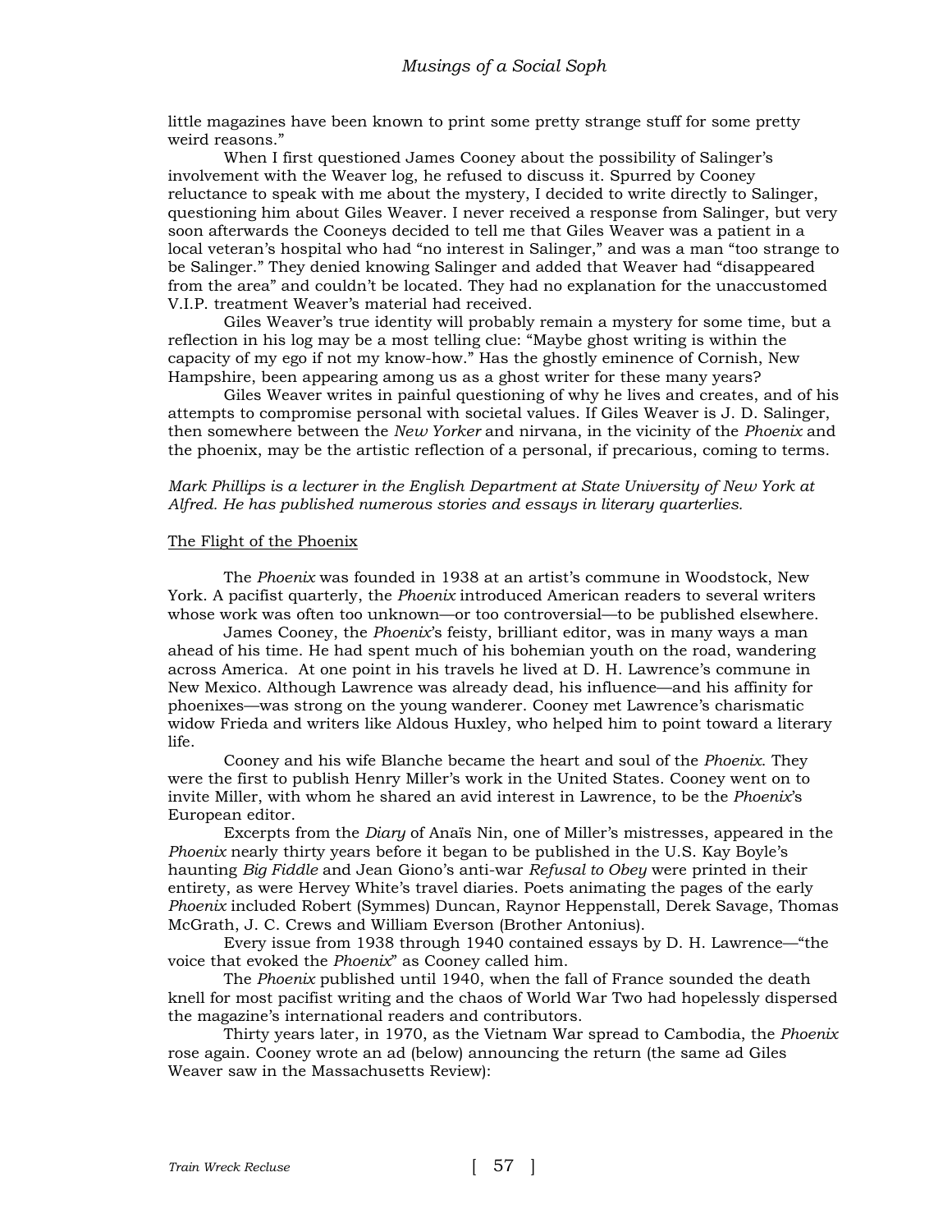little magazines have been known to print some pretty strange stuff for some pretty weird reasons."

When I first questioned James Cooney about the possibility of Salinger's involvement with the Weaver log, he refused to discuss it. Spurred by Cooney reluctance to speak with me about the mystery, I decided to write directly to Salinger, questioning him about Giles Weaver. I never received a response from Salinger, but very soon afterwards the Cooneys decided to tell me that Giles Weaver was a patient in a local veteran's hospital who had "no interest in Salinger," and was a man "too strange to be Salinger." They denied knowing Salinger and added that Weaver had "disappeared from the area" and couldn't be located. They had no explanation for the unaccustomed V.I.P. treatment Weaver's material had received.

Giles Weaver's true identity will probably remain a mystery for some time, but a reflection in his log may be a most telling clue: "Maybe ghost writing is within the capacity of my ego if not my know-how." Has the ghostly eminence of Cornish, New Hampshire, been appearing among us as a ghost writer for these many years?

Giles Weaver writes in painful questioning of why he lives and creates, and of his attempts to compromise personal with societal values. If Giles Weaver is J. D. Salinger, then somewhere between the *New Yorker* and nirvana, in the vicinity of the *Phoenix* and the phoenix, may be the artistic reflection of a personal, if precarious, coming to terms.

*Mark Phillips is a lecturer in the English Department at State University of New York at Alfred. He has published numerous stories and essays in literary quarterlies.*

## The Flight of the Phoenix

The *Phoenix* was founded in 1938 at an artist's commune in Woodstock, New York. A pacifist quarterly, the *Phoenix* introduced American readers to several writers whose work was often too unknown—or too controversial—to be published elsewhere.

James Cooney, the *Phoenix*'s feisty, brilliant editor, was in many ways a man ahead of his time. He had spent much of his bohemian youth on the road, wandering across America. At one point in his travels he lived at D. H. Lawrence's commune in New Mexico. Although Lawrence was already dead, his influence—and his affinity for phoenixes—was strong on the young wanderer. Cooney met Lawrence's charismatic widow Frieda and writers like Aldous Huxley, who helped him to point toward a literary life.

Cooney and his wife Blanche became the heart and soul of the *Phoenix*. They were the first to publish Henry Miller's work in the United States. Cooney went on to invite Miller, with whom he shared an avid interest in Lawrence, to be the *Phoenix*'s European editor.

Excerpts from the *Diary* of Anaïs Nin, one of Miller's mistresses, appeared in the *Phoenix* nearly thirty years before it began to be published in the U.S. Kay Boyle's haunting *Big Fiddle* and Jean Giono's anti-war *Refusal to Obey* were printed in their entirety, as were Hervey White's travel diaries. Poets animating the pages of the early *Phoenix* included Robert (Symmes) Duncan, Raynor Heppenstall, Derek Savage, Thomas McGrath, J. C. Crews and William Everson (Brother Antonius).

Every issue from 1938 through 1940 contained essays by D. H. Lawrence—"the voice that evoked the *Phoenix*" as Cooney called him.

The *Phoenix* published until 1940, when the fall of France sounded the death knell for most pacifist writing and the chaos of World War Two had hopelessly dispersed the magazine's international readers and contributors.

Thirty years later, in 1970, as the Vietnam War spread to Cambodia, the *Phoenix* rose again. Cooney wrote an ad (below) announcing the return (the same ad Giles Weaver saw in the Massachusetts Review):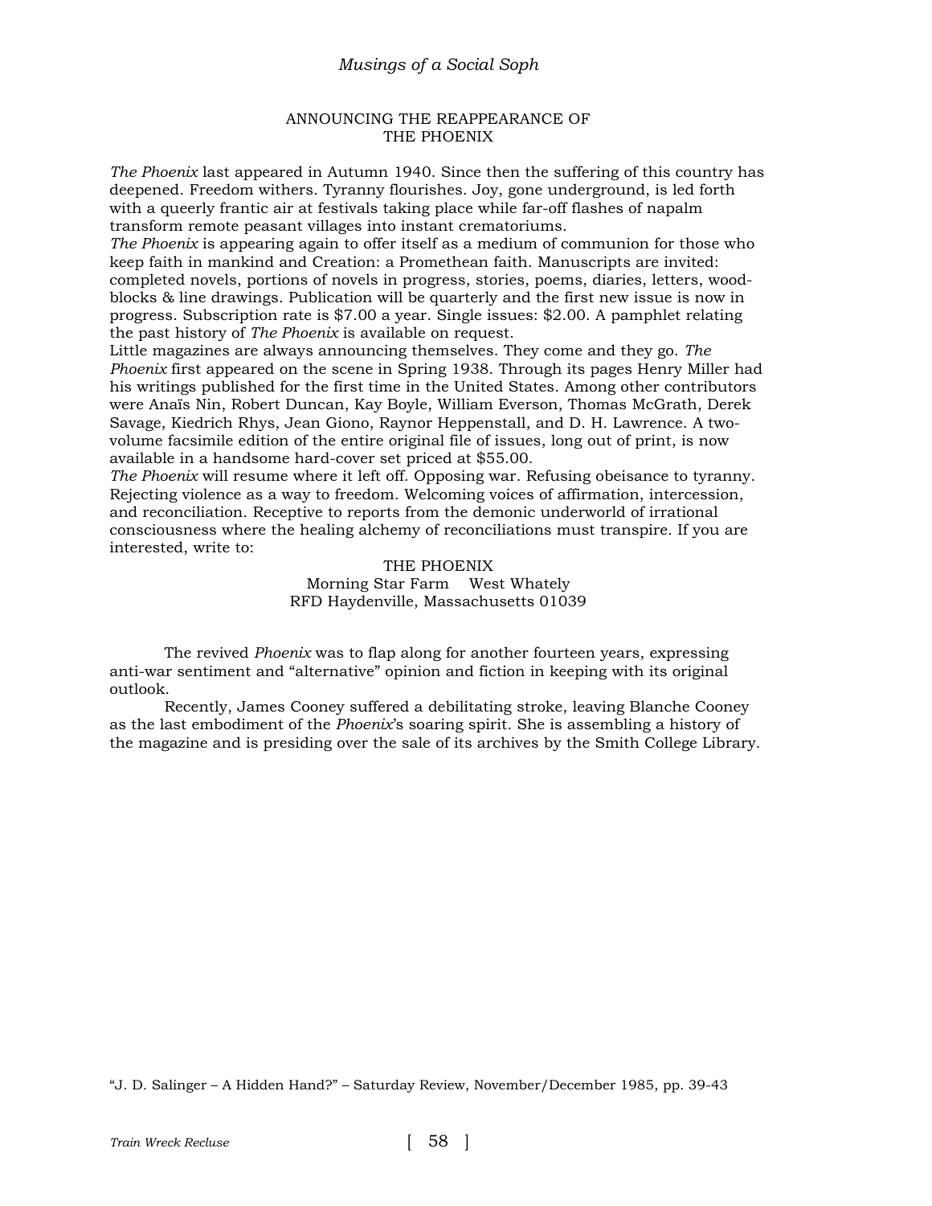ANNOUNCING THE REAPPEARANCE OF
THE PHOENIX

*The Phoenix* last appeared in Autumn 1940. Since then the suffering of this country has deepened. Freedom withers. Tyranny flourishes. Joy, gone underground, is led forth with a queerly frantic air at festivals taking place while far-off flashes of napalm transform remote peasant villages into instant crematoriums.

*The Phoenix* is appearing again to offer itself as a medium of communion for those who keep faith in mankind and Creation: a Promethean faith. Manuscripts are invited: completed novels, portions of novels in progress, stories, poems, diaries, letters, wood-blocks & line drawings. Publication will be quarterly and the first new issue is now in progress. Subscription rate is $7.00 a year. Single issues: $2.00. A pamphlet relating the past history of *The Phoenix* is available on request.

Little magazines are always announcing themselves. They come and they go. *The Phoenix* first appeared on the scene in Spring 1938. Through its pages Henry Miller had his writings published for the first time in the United States. Among other contributors were Anaïs Nin, Robert Duncan, Kay Boyle, William Everson, Thomas McGrath, Derek Savage, Kiedrich Rhys, Jean Giono, Raynor Heppenstall, and D. H. Lawrence. A two-volume facsimile edition of the entire original file of issues, long out of print, is now available in a handsome hard-cover set priced at $55.00.

*The Phoenix* will resume where it left off. Opposing war. Refusing obeisance to tyranny. Rejecting violence as a way to freedom. Welcoming voices of affirmation, intercession, and reconciliation. Receptive to reports from the demonic underworld of irrational consciousness where the healing alchemy of reconciliations must transpire. If you are interested, write to:

THE PHOENIX
Morning Star Farm    West Whately
RFD Haydenville, Massachusetts 01039

The revived *Phoenix* was to flap along for another fourteen years, expressing anti-war sentiment and "alternative" opinion and fiction in keeping with its original outlook.

Recently, James Cooney suffered a debilitating stroke, leaving Blanche Cooney as the last embodiment of the *Phoenix*'s soaring spirit. She is assembling a history of the magazine and is presiding over the sale of its archives by the Smith College Library.

"J. D. Salinger – A Hidden Hand?" – Saturday Review, November/December 1985, pp. 39-43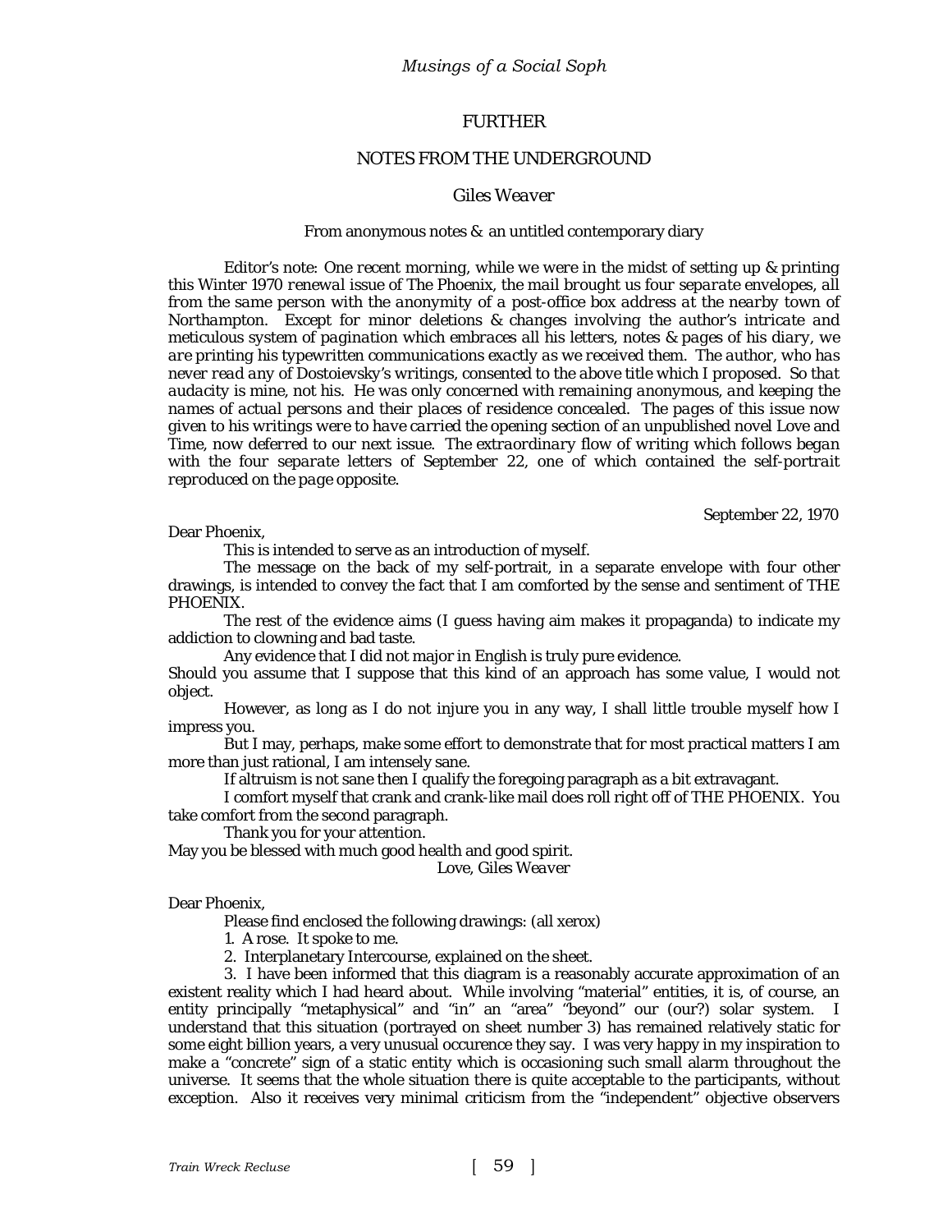# FURTHER

# NOTES FROM THE UNDERGROUND

## *Giles Weaver*

From anonymous notes & an untitled contemporary diary

*Editor's note: One recent morning, while we were in the midst of setting up & printing this Winter 1970 renewal issue of The Phoenix, the mail brought us four separate envelopes, all from the same person with the anonymity of a post-office box address at the nearby town of Northampton. Except for minor deletions & changes involving the author's intricate and meticulous system of pagination which embraces all his letters, notes & pages of his diary, we are printing his typewritten communications exactly as we received them. The author, who has never read any of Dostoievsky's writings, consented to the above title which I proposed. So that audacity is mine, not his. He was only concerned with remaining anonymous, and keeping the names of actual persons and their places of residence concealed. The pages of this issue now given to his writings were to have carried the opening section of an unpublished novel Love and Time, now deferred to our next issue. The extraordinary flow of writing which follows began with the four separate letters of September 22, one of which contained the self-portrait reproduced on the page opposite.*

September 22, 1970

Dear Phoenix,

This is intended to serve as an introduction of myself.

The message on the back of my self-portrait, in a separate envelope with four other drawings, is intended to convey the fact that I am comforted by the sense and sentiment of THE PHOENIX.

The rest of the evidence aims (I guess having aim makes it propaganda) to indicate my addiction to clowning and bad taste.

Any evidence that I did not major in English is truly pure evidence.

Should you assume that I suppose that this kind of an approach has some value, I would not object.

However, as long as I do not injure you in any way, I shall little trouble myself how I impress you.

But I may, perhaps, make some effort to demonstrate that for most practical matters I am more than just rational, I am intensely sane.

If altruism is not sane then I qualify the foregoing paragraph as a bit extravagant.

I comfort myself that crank and crank-like mail does roll right off of THE PHOENIX. You take comfort from the second paragraph.

Thank you for your attention.

May you be blessed with much good health and good spirit.

Love, *Giles Weaver*

Dear Phoenix,

Please find enclosed the following drawings: (all xerox)

1. A rose. It spoke to me.
2. Interplanetary Intercourse, explained on the sheet.
3. I have been informed that this diagram is a reasonably accurate approximation of an existent reality which I had heard about. While involving "material" entities, it is, of course, an entity principally "metaphysical" and "in" an "area" "beyond" our (our?) solar system. I understand that this situation (portrayed on sheet number 3) has remained relatively static for some eight billion years, a very unusual occurence they say. I was very happy in my inspiration to make a "concrete" sign of a static entity which is occasioning such small alarm throughout the universe. It seems that the whole situation there is quite acceptable to the participants, without exception. Also it receives very minimal criticism from the "independent" objective observers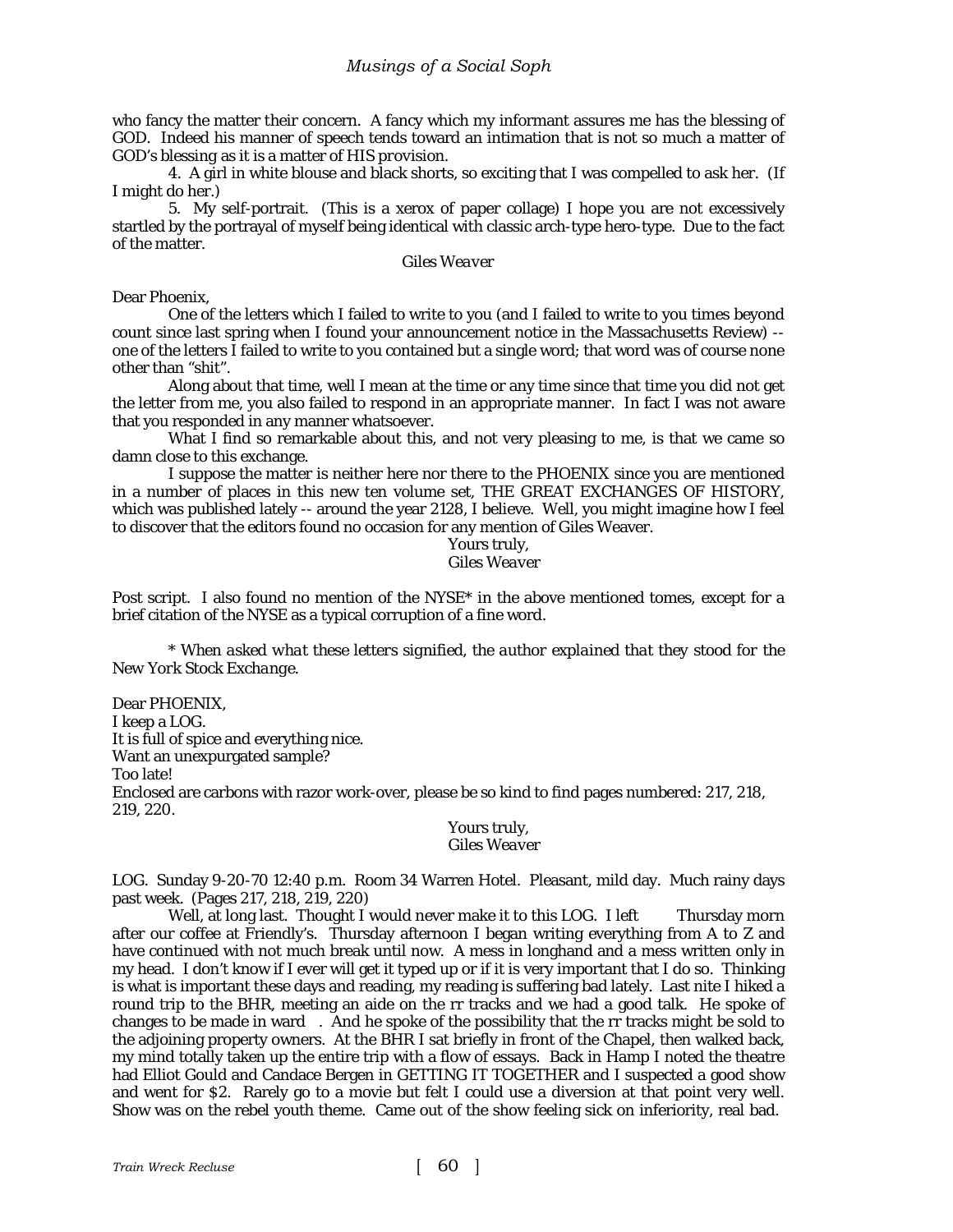who fancy the matter their concern. A fancy which my informant assures me has the blessing of GOD. Indeed his manner of speech tends toward an intimation that is not so much a matter of GOD's blessing as it is a matter of HIS provision.

4. A girl in white blouse and black shorts, so exciting that I was compelled to ask her. (If I might do her.)

5. My self-portrait. (This is a xerox of paper collage) I hope you are not excessively startled by the portrayal of myself being identical with classic arch-type hero-type. Due to the fact of the matter.

*Giles Weaver*

Dear Phoenix,

One of the letters which I failed to write to you (and I failed to write to you times beyond count since last spring when I found your announcement notice in the Massachusetts Review) -- one of the letters I failed to write to you contained but a single word; that word was of course none other than "shit".

Along about that time, well I mean at the time or any time since that time you did not get the letter from me, you also failed to respond in an appropriate manner. In fact I was not aware that you responded in any manner whatsoever.

What I find so remarkable about this, and not very pleasing to me, is that we came so damn close to this exchange.

I suppose the matter is neither here nor there to the PHOENIX since you are mentioned in a number of places in this new ten volume set, THE GREAT EXCHANGES OF HISTORY, which was published lately -- around the year 2128, I believe. Well, you might imagine how I feel to discover that the editors found no occasion for any mention of Giles Weaver.

Yours truly,
*Giles Weaver*

Post script. I also found no mention of the NYSE* in the above mentioned tomes, except for a brief citation of the NYSE as a typical corruption of a fine word.

*\* When asked what these letters signified, the author explained that they stood for the New York Stock Exchange.*

Dear PHOENIX,
I keep a LOG.
It is full of spice and everything nice.
Want an unexpurgated sample?
Too late!
Enclosed are carbons with razor work-over, please be so kind to find pages numbered: 217, 218, 219, 220.

Yours truly,
*Giles Weaver*

LOG. Sunday 9-20-70 12:40 p.m. Room 34 Warren Hotel. Pleasant, mild day. Much rainy days past week. (Pages 217, 218, 219, 220)

Well, at long last. Thought I would never make it to this LOG. I left Thursday morn after our coffee at Friendly's. Thursday afternoon I began writing everything from A to Z and have continued with not much break until now. A mess in longhand and a mess written only in my head. I don't know if I ever will get it typed up or if it is very important that I do so. Thinking is what is important these days and reading, my reading is suffering bad lately. Last nite I hiked a round trip to the BHR, meeting an aide on the rr tracks and we had a good talk. He spoke of changes to be made in ward . And he spoke of the possibility that the rr tracks might be sold to the adjoining property owners. At the BHR I sat briefly in front of the Chapel, then walked back, my mind totally taken up the entire trip with a flow of essays. Back in Hamp I noted the theatre had Elliot Gould and Candace Bergen in GETTING IT TOGETHER and I suspected a good show and went for $2. Rarely go to a movie but felt I could use a diversion at that point very well. Show was on the rebel youth theme. Came out of the show feeling sick on inferiority, real bad.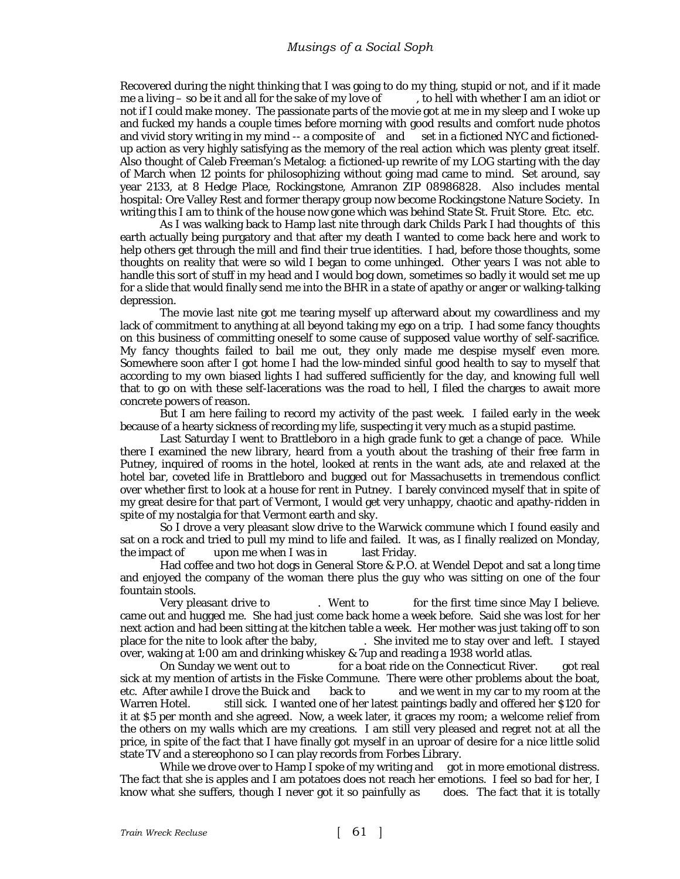Recovered during the night thinking that I was going to do my thing, stupid or not, and if it made me a living – so be it and all for the sake of my love of , to hell with whether I am an idiot or not if I could make money. The passionate parts of the movie got at me in my sleep and I woke up and fucked my hands a couple times before morning with good results and comfort nude photos and vivid story writing in my mind -- a composite of and set in a fictioned NYC and fictioned-up action as very highly satisfying as the memory of the real action which was plenty great itself. Also thought of Caleb Freeman's Metalog: a fictioned-up rewrite of my LOG starting with the day of March when 12 points for philosophizing without going mad came to mind. Set around, say year 2133, at 8 Hedge Place, Rockingstone, Amranon ZIP 08986828. Also includes mental hospital: Ore Valley Rest and former therapy group now become Rockingstone Nature Society. In writing this I am to think of the house now gone which was behind State St. Fruit Store. Etc. etc.

As I was walking back to Hamp last nite through dark Childs Park I had thoughts of this earth actually being purgatory and that after my death I wanted to come back here and work to help others get through the mill and find their true identities. I had, before those thoughts, some thoughts on reality that were so wild I began to come unhinged. Other years I was not able to handle this sort of stuff in my head and I would bog down, sometimes so badly it would set me up for a slide that would finally send me into the BHR in a state of apathy or anger or walking-talking depression.

The movie last nite got me tearing myself up afterward about my cowardliness and my lack of commitment to anything at all beyond taking my ego on a trip. I had some fancy thoughts on this business of committing oneself to some cause of supposed value worthy of self-sacrifice. My fancy thoughts failed to bail me out, they only made me despise myself even more. Somewhere soon after I got home I had the low-minded sinful good health to say to myself that according to my own biased lights I had suffered sufficiently for the day, and knowing full well that to go on with these self-lacerations was the road to hell, I filed the charges to await more concrete powers of reason.

But I am here failing to record my activity of the past week. I failed early in the week because of a hearty sickness of recording my life, suspecting it very much as a stupid pastime.

Last Saturday I went to Brattleboro in a high grade funk to get a change of pace. While there I examined the new library, heard from a youth about the trashing of their free farm in Putney, inquired of rooms in the hotel, looked at rents in the want ads, ate and relaxed at the hotel bar, coveted life in Brattleboro and bugged out for Massachusetts in tremendous conflict over whether first to look at a house for rent in Putney. I barely convinced myself that in spite of my great desire for that part of Vermont, I would get very unhappy, chaotic and apathy-ridden in spite of my nostalgia for that Vermont earth and sky.

So I drove a very pleasant slow drive to the Warwick commune which I found easily and sat on a rock and tried to pull my mind to life and failed. It was, as I finally realized on Monday, the impact of upon me when I was in last Friday.

Had coffee and two hot dogs in General Store & P.O. at Wendel Depot and sat a long time and enjoyed the company of the woman there plus the guy who was sitting on one of the four fountain stools.

Very pleasant drive to . Went to for the first time since May I believe. came out and hugged me. She had just come back home a week before. Said she was lost for her next action and had been sitting at the kitchen table a week. Her mother was just taking off to son place for the nite to look after the baby, . She invited me to stay over and left. I stayed over, waking at 1:00 am and drinking whiskey & 7up and reading a 1938 world atlas.

On Sunday we went out to for a boat ride on the Connecticut River. got real sick at my mention of artists in the Fiske Commune. There were other problems about the boat, etc. After awhile I drove the Buick and back to and we went in my car to my room at the Warren Hotel. still sick. I wanted one of her latest paintings badly and offered her $120 for it at $5 per month and she agreed. Now, a week later, it graces my room; a welcome relief from the others on my walls which are my creations. I am still very pleased and regret not at all the price, in spite of the fact that I have finally got myself in an uproar of desire for a nice little solid state TV and a stereophono so I can play records from Forbes Library.

While we drove over to Hamp I spoke of my writing and got in more emotional distress. The fact that she is apples and I am potatoes does not reach her emotions. I feel so bad for her, I know what she suffers, though I never got it so painfully as does. The fact that it is totally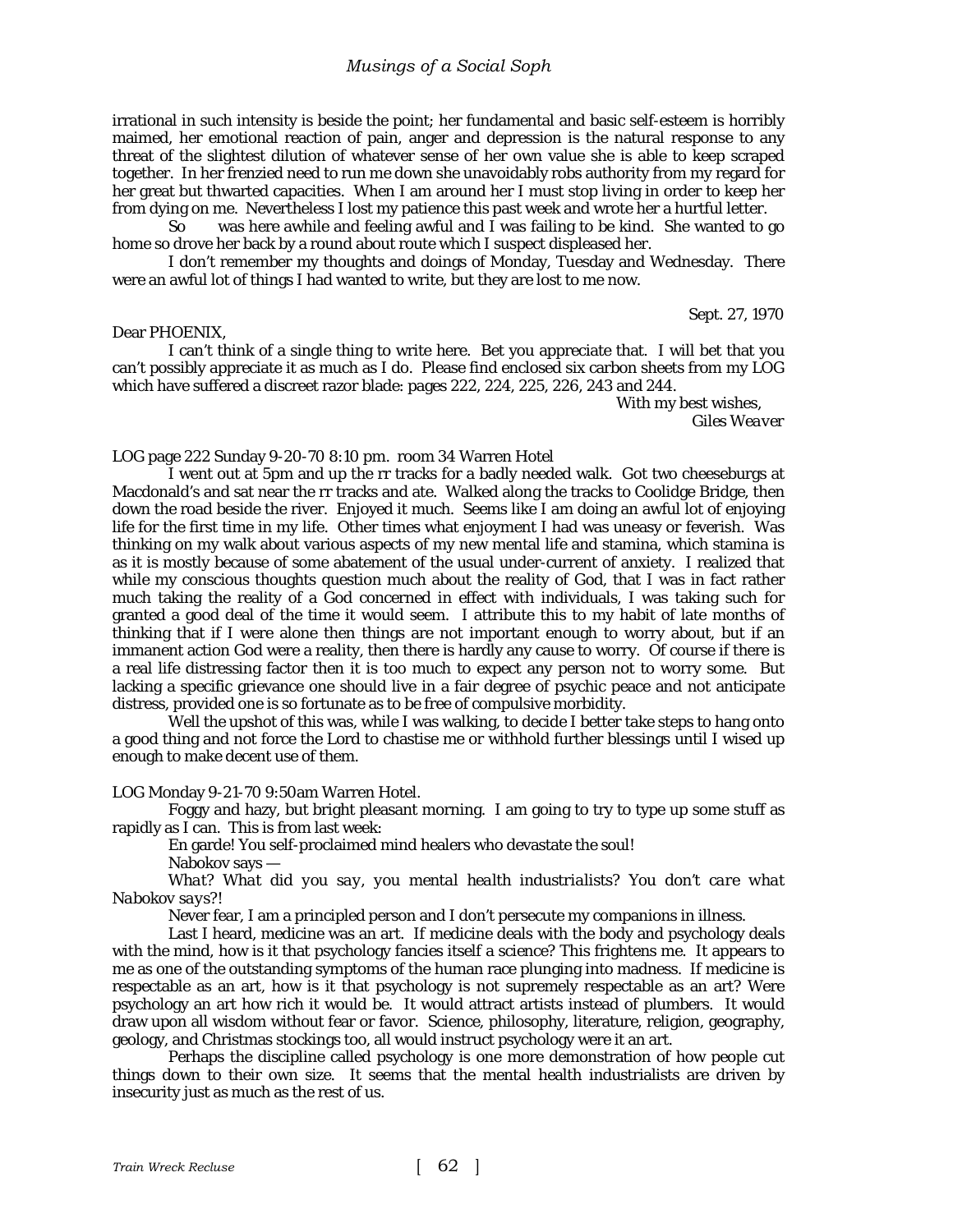irrational in such intensity is beside the point; her fundamental and basic self-esteem is horribly maimed, her emotional reaction of pain, anger and depression is the natural response to any threat of the slightest dilution of whatever sense of her own value she is able to keep scraped together. In her frenzied need to run me down she unavoidably robs authority from my regard for her great but thwarted capacities. When I am around her I must stop living in order to keep her from dying on me. Nevertheless I lost my patience this past week and wrote her a hurtful letter.

So was here awhile and feeling awful and I was failing to be kind. She wanted to go home so drove her back by a round about route which I suspect displeased her.

I don't remember my thoughts and doings of Monday, Tuesday and Wednesday. There were an awful lot of things I had wanted to write, but they are lost to me now.

Sept. 27, 1970

Dear PHOENIX,

I can't think of a single thing to write here. Bet you appreciate that. I will bet that you can't possibly appreciate it as much as I do. Please find enclosed six carbon sheets from my LOG which have suffered a discreet razor blade: pages 222, 224, 225, 226, 243 and 244.

With my best wishes,
*Giles Weaver*

LOG page 222 Sunday 9-20-70 8:10 pm. room 34 Warren Hotel

I went out at 5pm and up the rr tracks for a badly needed walk. Got two cheeseburgs at Macdonald's and sat near the rr tracks and ate. Walked along the tracks to Coolidge Bridge, then down the road beside the river. Enjoyed it much. Seems like I am doing an awful lot of enjoying life for the first time in my life. Other times what enjoyment I had was uneasy or feverish. Was thinking on my walk about various aspects of my new mental life and stamina, which stamina is as it is mostly because of some abatement of the usual under-current of anxiety. I realized that while my conscious thoughts question much about the reality of God, that I was in fact rather much taking the reality of a God concerned in effect with individuals, I was taking such for granted a good deal of the time it would seem. I attribute this to my habit of late months of thinking that if I were alone then things are not important enough to worry about, but if an immanent action God were a reality, then there is hardly any cause to worry. Of course if there is a real life distressing factor then it is too much to expect any person not to worry some. But lacking a specific grievance one should live in a fair degree of psychic peace and not anticipate distress, provided one is so fortunate as to be free of compulsive morbidity.

Well the upshot of this was, while I was walking, to decide I better take steps to hang onto a good thing and not force the Lord to chastise me or withhold further blessings until I wised up enough to make decent use of them.

LOG Monday 9-21-70 9:50am Warren Hotel.

Foggy and hazy, but bright pleasant morning. I am going to try to type up some stuff as rapidly as I can. This is from last week:

En garde! You self-proclaimed mind healers who devastate the soul!

Nabokov says —

*What? What did you say, you mental health industrialists? You don't care what Nabokov says?!*

Never fear, I am a principled person and I don't persecute my companions in illness.

Last I heard, medicine was an art. If medicine deals with the body and psychology deals with the mind, how is it that psychology fancies itself a science? This frightens me. It appears to me as one of the outstanding symptoms of the human race plunging into madness. If medicine is respectable as an art, how is it that psychology is not supremely respectable as an art? Were psychology an art how rich it would be. It would attract artists instead of plumbers. It would draw upon all wisdom without fear or favor. Science, philosophy, literature, religion, geography, geology, and Christmas stockings too, all would instruct psychology were it an art.

Perhaps the discipline called psychology is one more demonstration of how people cut things down to their own size. It seems that the mental health industrialists are driven by insecurity just as much as the rest of us.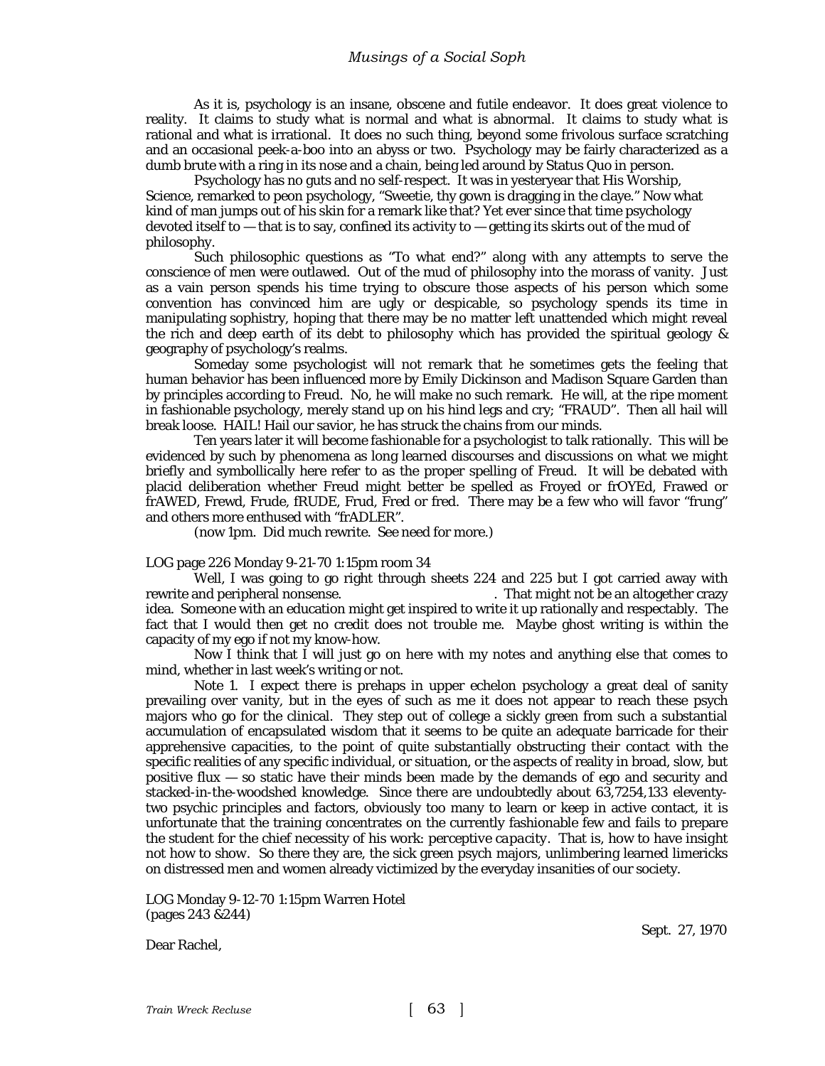As it is, psychology is an insane, obscene and futile endeavor. It does great violence to reality. It claims to study what is normal and what is abnormal. It claims to study what is rational and what is irrational. It does no such thing, beyond some frivolous surface scratching and an occasional peek-a-boo into an abyss or two. Psychology may be fairly characterized as a dumb brute with a ring in its nose and a chain, being led around by Status Quo in person.

Psychology has no guts and no self-respect. It was in yesteryear that His Worship, Science, remarked to peon psychology, "Sweetie, thy gown is dragging in the claye." Now what kind of man jumps out of his skin for a remark like that? Yet ever since that time psychology devoted itself to — that is to say, confined its activity to — getting its skirts out of the mud of philosophy.

Such philosophic questions as "To what end?" along with any attempts to serve the conscience of men were outlawed. Out of the mud of philosophy into the morass of vanity. Just as a vain person spends his time trying to obscure those aspects of his person which some convention has convinced him are ugly or despicable, so psychology spends its time in manipulating sophistry, hoping that there may be no matter left unattended which might reveal the rich and deep earth of its debt to philosophy which has provided the spiritual geology & geography of psychology's realms.

Someday some psychologist will not remark that he sometimes gets the feeling that human behavior has been influenced more by Emily Dickinson and Madison Square Garden than by principles according to Freud. No, he will make no such remark. He will, at the ripe moment in fashionable psychology, merely stand up on his hind legs and cry; "FRAUD". Then all hail will break loose. HAIL! Hail our savior, he has struck the chains from our minds.

Ten years later it will become fashionable for a psychologist to talk rationally. This will be evidenced by such by phenomena as long learned discourses and discussions on what we might briefly and symbollically here refer to as the proper spelling of Freud. It will be debated with placid deliberation whether Freud might better be spelled as Froyed or frOYEd, Frawed or frAWED, Frewd, Frude, fRUDE, Frud, Fred or fred. There may be a few who will favor "frung" and others more enthused with "frADLER".

(now 1pm. Did much rewrite. See need for more.)

LOG page 226 Monday 9-21-70 1:15pm room 34

Well, I was going to go right through sheets 224 and 225 but I got carried away with rewrite and peripheral nonsense. . That might not be an altogether crazy idea. Someone with an education might get inspired to write it up rationally and respectably. The fact that I would then get no credit does not trouble me. Maybe ghost writing is within the capacity of my ego if not my know-how.

Now I think that I will just go on here with my notes and anything else that comes to mind, whether in last week's writing or not.

Note 1. I expect there is prehaps in upper echelon psychology a great deal of sanity prevailing over vanity, but in the eyes of such as me it does not appear to reach these psych majors who go for the clinical. They step out of college a sickly green from such a substantial accumulation of encapsulated wisdom that it seems to be quite an adequate barricade for their apprehensive capacities, to the point of quite substantially obstructing their contact with the specific realities of any specific individual, or situation, or the aspects of reality in broad, slow, but positive flux — so static have their minds been made by the demands of ego and security and stacked-in-the-woodshed knowledge. Since there are undoubtedly about 63,7254,133 eleventy-two psychic principles and factors, obviously too many to learn or keep in active contact, it is unfortunate that the training concentrates on the currently fashionable few and fails to prepare the student for the chief necessity of his work: *perceptive capacity*. That is, how to have insight not how to show. So there they are, the sick green psych majors, unlimbering learned limericks on distressed men and women already victimized by the everyday insanities of our society.

LOG Monday 9-12-70 1:15pm Warren Hotel
(pages 243 &244)

Sept. 27, 1970

Dear Rachel,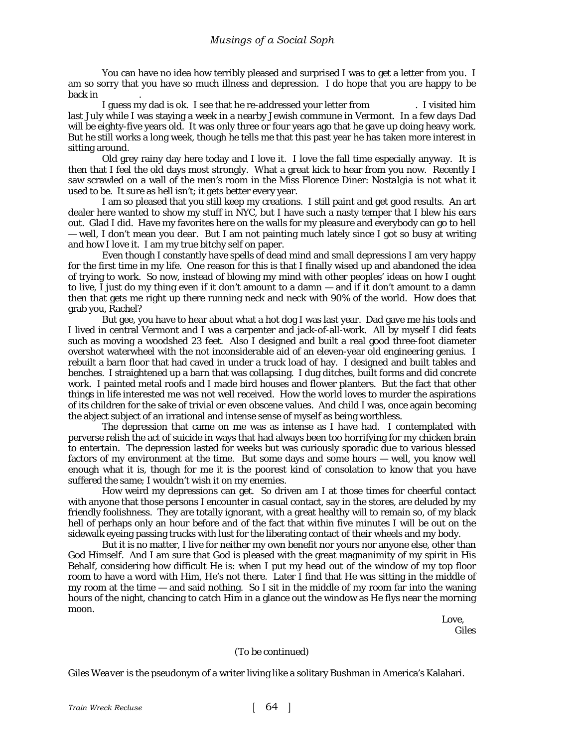You can have no idea how terribly pleased and surprised I was to get a letter from you. I am so sorry that you have so much illness and depression. I do hope that you are happy to be back in .

I guess my dad is ok. I see that he re-addressed your letter from . I visited him last July while I was staying a week in a nearby Jewish commune in Vermont. In a few days Dad will be eighty-five years old. It was only three or four years ago that he gave up doing heavy work. But he still works a long week, though he tells me that this past year he has taken more interest in sitting around.

Old grey rainy day here today and I love it. I love the fall time especially anyway. It is then that I feel the old days most strongly. What a great kick to hear from you now. Recently I saw scrawled on a wall of the men's room in the Miss Florence Diner: *Nostalgia is not what it used to be.* It sure as hell isn't; it gets better every year.

I am so pleased that you still keep my creations. I still paint and get good results. An art dealer here wanted to show my stuff in NYC, but I have such a nasty temper that I blew his ears out. Glad I did. Have my favorites here on the walls for my pleasure and everybody can go to hell — well, I don't mean you dear. But I am not painting much lately since I got so busy at writing and how I love it. I am my true bitchy self on paper.

Even though I constantly have spells of dead mind and small depressions I am very happy for the first time in my life. One reason for this is that I finally wised up and abandoned the idea of trying to work. So now, instead of blowing my mind with other peoples' ideas on how I ought to live, I just do my thing even if it don't amount to a damn — and if it don't amount to a damn then that gets me right up there running neck and neck with 90% of the world. How does that grab you, Rachel?

But gee, you have to hear about what a hot dog I was last year. Dad gave me his tools and I lived in central Vermont and I was a carpenter and jack-of-all-work. All by myself I did feats such as moving a woodshed 23 feet. Also I designed and built a real good three-foot diameter overshot waterwheel with the not inconsiderable aid of an eleven-year old engineering genius. I rebuilt a barn floor that had caved in under a truck load of hay. I designed and built tables and benches. I straightened up a barn that was collapsing. I dug ditches, built forms and did concrete work. I painted metal roofs and I made bird houses and flower planters. But the fact that other things in life interested me was not well received. How the world loves to murder the aspirations of its children for the sake of trivial or even obscene values. And child I was, once again becoming the abject subject of an irrational and intense sense of myself as being worthless.

The depression that came on me was as intense as I have had. I contemplated with perverse relish the act of suicide in ways that had always been too horrifying for my chicken brain to entertain. The depression lasted for weeks but was curiously sporadic due to various blessed factors of my environment at the time. But some days and some hours — well, you know well enough what it is, though for me it is the poorest kind of consolation to know that you have suffered the same; I wouldn't wish it on my enemies.

How weird my depressions can get. So driven am I at those times for cheerful contact with anyone that those persons I encounter in casual contact, say in the stores, are deluded by my friendly foolishness. They are totally ignorant, with a great healthy will to remain so, of my black hell of perhaps only an hour before and of the fact that within five minutes I will be out on the sidewalk eyeing passing trucks with lust for the liberating contact of their wheels and my body.

But it is no matter, I live for neither my own benefit nor yours nor anyone else, other than God Himself. And I am sure that God is pleased with the great magnanimity of my spirit in His Behalf, considering how difficult He is: when I put my head out of the window of my top floor room to have a word with Him, He's not there. Later I find that He was sitting in the middle of my room at the time — and said nothing. So I sit in the middle of my room far into the waning hours of the night, chancing to catch Him in a glance out the window as He flys near the morning moon.

Love,
Giles

(To be continued)

*Giles Weaver is the pseudonym of a writer living like a solitary Bushman in America's Kalahari.*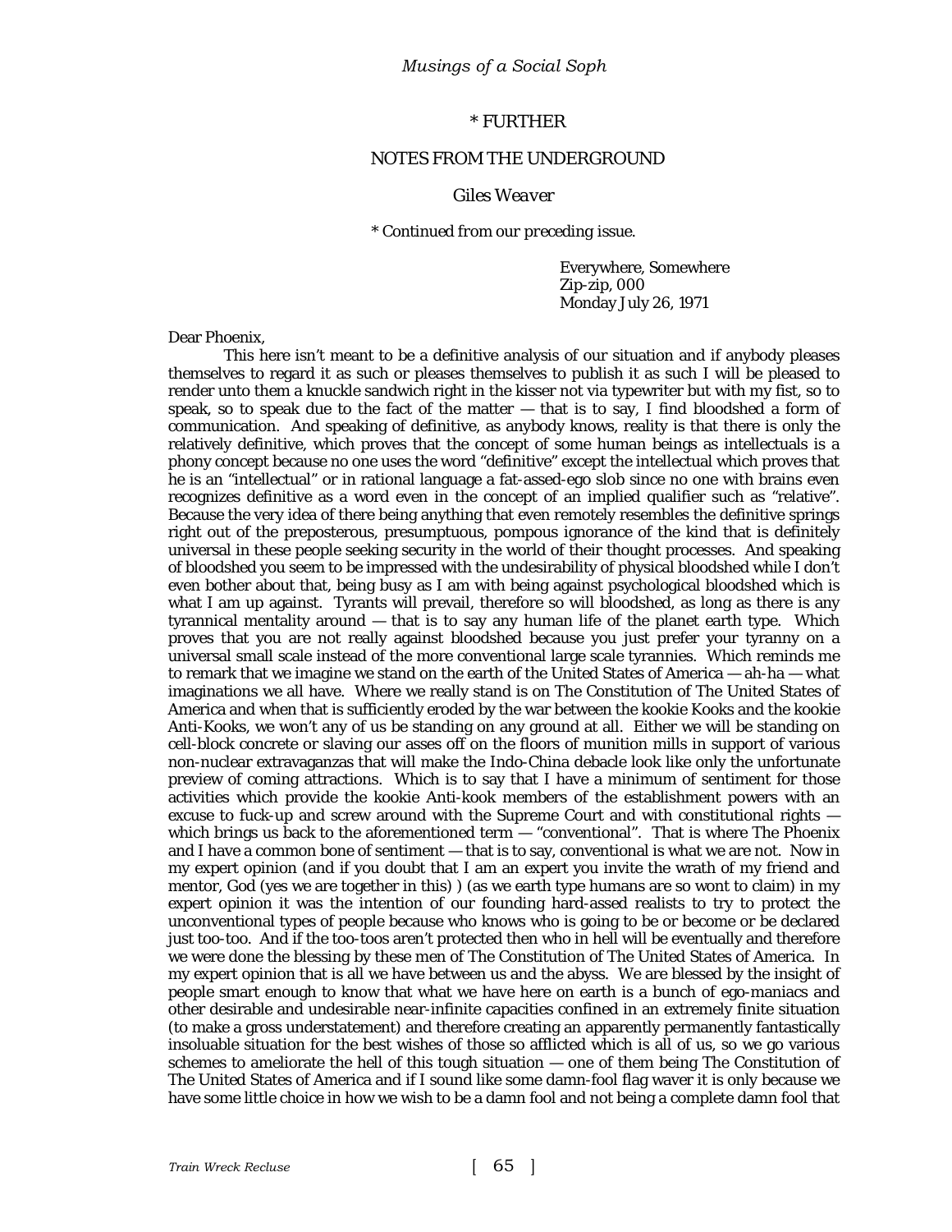*Musings of a Social Soph*

## * FURTHER

## NOTES FROM THE UNDERGROUND

*Giles Weaver*

*\* Continued from our preceding issue.*

Everywhere, Somewhere
Zip-zip, 000
Monday July 26, 1971

Dear Phoenix,

This here isn't meant to be a definitive analysis of our situation and if anybody pleases themselves to regard it as such or pleases themselves to publish it as such I will be pleased to render unto them a knuckle sandwich right in the kisser not via typewriter but with my fist, so to speak, so to speak due to the fact of the matter — that is to say, I find bloodshed a form of communication. And speaking of definitive, as anybody knows, reality is that there is only the relatively definitive, which proves that the concept of some human beings as intellectuals is a phony concept because no one uses the word "definitive" except the intellectual which proves that he is an "intellectual" or in rational language a fat-assed-ego slob since no one with brains even recognizes definitive as a word even in the concept of an implied qualifier such as "relative". Because the very idea of there being anything that even remotely resembles the definitive springs right out of the preposterous, presumptuous, pompous ignorance of the kind that is definitely universal in these people seeking security in the world of their thought processes. And speaking of bloodshed you seem to be impressed with the undesirability of physical bloodshed while I don't even bother about that, being busy as I am with being against psychological bloodshed which is what I am up against. Tyrants will prevail, therefore so will bloodshed, as long as there is any tyrannical mentality around — that is to say any human life of the planet earth type. Which proves that you are not really against bloodshed because you just prefer your tyranny on a universal small scale instead of the more conventional large scale tyrannies. Which reminds me to remark that we imagine we stand on the earth of the United States of America — ah-ha — what imaginations we all have. Where we really stand is on The Constitution of The United States of America and when that is sufficiently eroded by the war between the kookie Kooks and the kookie Anti-Kooks, we won't any of us be standing on any ground at all. Either we will be standing on cell-block concrete or slaving our asses off on the floors of munition mills in support of various non-nuclear extravaganzas that will make the Indo-China debacle look like only the unfortunate preview of coming attractions. Which is to say that I have a minimum of sentiment for those activities which provide the kookie Anti-kook members of the establishment powers with an excuse to fuck-up and screw around with the Supreme Court and with constitutional rights — which brings us back to the aforementioned term — "conventional". That is where The Phoenix and I have a common bone of sentiment — that is to say, conventional is what we are not. Now in my expert opinion (and if you doubt that I am an expert you invite the wrath of my friend and mentor, God (yes we are together in this) ) (as we earth type humans are so wont to claim) in my expert opinion it was the intention of our founding hard-assed realists to try to protect the unconventional types of people because who knows who is going to be or become or be declared just too-too. And if the too-toos aren't protected then who in hell will be eventually and therefore we were done the blessing by these men of The Constitution of The United States of America. In my expert opinion that is all we have between us and the abyss. We are blessed by the insight of people smart enough to know that what we have here on earth is a bunch of ego-maniacs and other desirable and undesirable near-infinite capacities confined in an extremely finite situation (to make a gross understatement) and therefore creating an apparently permanently fantastically insoluable situation for the best wishes of those so afflicted which is all of us, so we go various schemes to ameliorate the hell of this tough situation — one of them being The Constitution of The United States of America and if I sound like some damn-fool flag waver it is only because we have some little choice in how we wish to be a damn fool and not being a complete damn fool that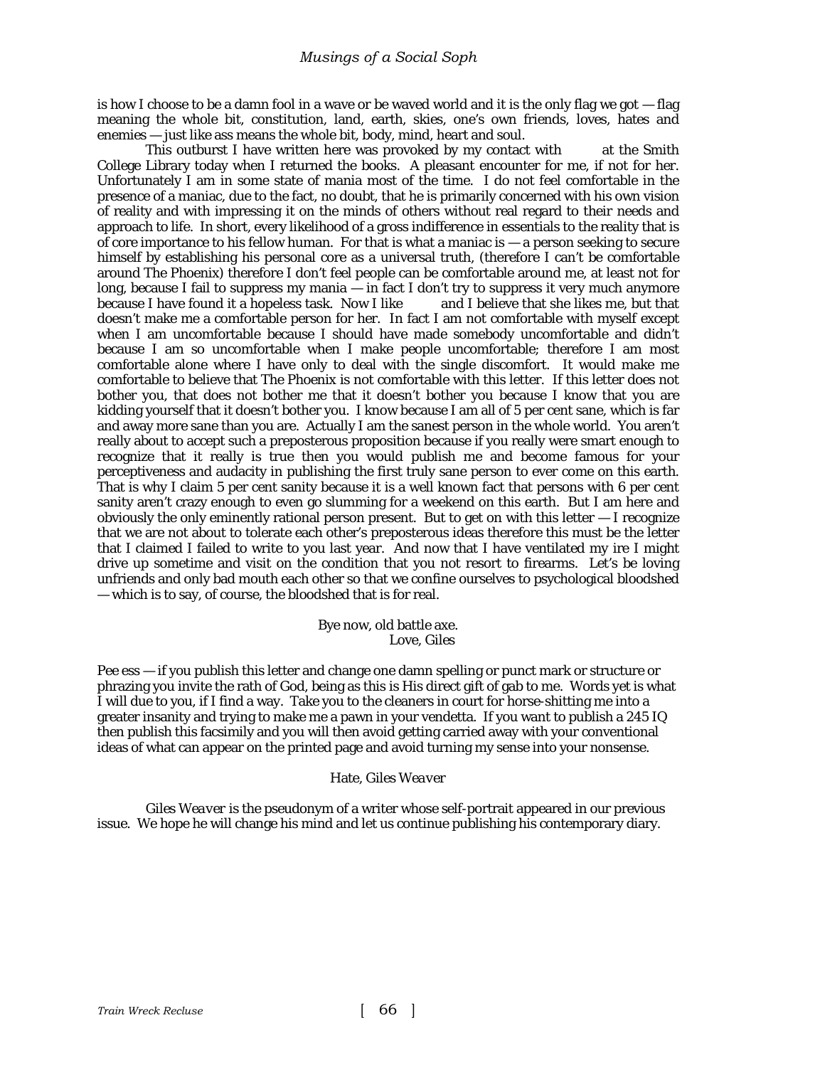is how I choose to be a damn fool in a wave or be waved world and it is the only flag we got — flag meaning the whole bit, constitution, land, earth, skies, one's own friends, loves, hates and enemies — just like ass means the whole bit, body, mind, heart and soul.

This outburst I have written here was provoked by my contact with at the Smith College Library today when I returned the books. A pleasant encounter for me, if not for her. Unfortunately I am in some state of mania most of the time. I do not feel comfortable in the presence of a maniac, due to the fact, no doubt, that he is primarily concerned with his own vision of reality and with impressing it on the minds of others without real regard to their needs and approach to life. In short, every likelihood of a gross indifference in essentials to the reality that is of core importance to his fellow human. For that is what a maniac is — a person seeking to secure himself by establishing his personal core as a universal truth, (therefore I can't be comfortable around The Phoenix) therefore I don't feel people can be comfortable around me, at least not for long, because I fail to suppress my mania — in fact I don't try to suppress it very much anymore because I have found it a hopeless task. Now I like and I believe that she likes me, but that doesn't make me a comfortable person for her. In fact I am not comfortable with myself except when I am uncomfortable because I should have made somebody uncomfortable and didn't because I am so uncomfortable when I make people uncomfortable; therefore I am most comfortable alone where I have only to deal with the single discomfort. It would make me comfortable to believe that The Phoenix is not comfortable with this letter. If this letter does not bother you, that does not bother me that it doesn't bother you because I know that you are kidding yourself that it doesn't bother you. I know because I am all of 5 per cent sane, which is far and away more sane than you are. Actually I am the sanest person in the whole world. You aren't really about to accept such a preposterous proposition because if you really were smart enough to recognize that it really is true then you would publish me and become famous for your perceptiveness and audacity in publishing the first truly sane person to ever come on this earth. That is why I claim 5 per cent sanity because it is a well known fact that persons with 6 per cent sanity aren't crazy enough to even go slumming for a weekend on this earth. But I am here and obviously the only eminently rational person present. But to get on with this letter — I recognize that we are not about to tolerate each other's preposterous ideas therefore this must be the letter that I claimed I failed to write to you last year. And now that I have ventilated my ire I might drive up sometime and visit on the condition that you not resort to firearms. Let's be loving unfriends and only bad mouth each other so that we confine ourselves to psychological bloodshed — which is to say, of course, the bloodshed that is for real.

Bye now, old battle axe.
Love, Giles

Pee ess — if you publish this letter and change one damn spelling or punct mark or structure or phrazing you invite the rath of God, being as this is His direct gift of gab to me. Words yet is what I will due to you, if I find a way. Take you to the cleaners in court for horse-shitting me into a greater insanity and trying to make me a pawn in your vendetta. If you want to publish a 245 IQ then publish this facsimily and you will then avoid getting carried away with your conventional ideas of what can appear on the printed page and avoid turning my sense into your nonsense.

Hate, Giles Weaver

*Giles Weaver is the pseudonym of a writer whose self-portrait appeared in our previous issue. We hope he will change his mind and let us continue publishing his contemporary diary.*